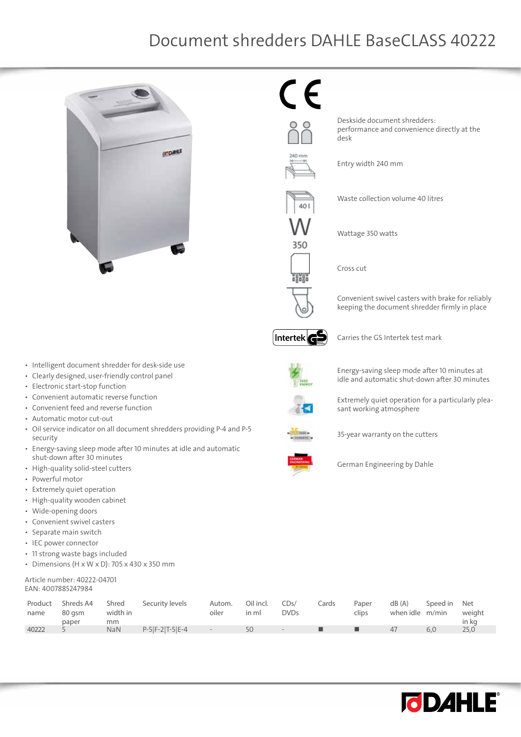# Document shredders DAHLE BaseCLASS 40222

Deskside document shredders: performance and convenience directly at the desk

Entry width 240 mm

Waste collection volume 40 litres

Wattage 350 watts

Cross cut

Convenient swivel casters with brake for reliably keeping the document shredder firmly in place

Carries the GS Intertek test mark

Energy-saving sleep mode after 10 minutes at idle and automatic shut-down after 30 minutes

Extremely quiet operation for a particularly pleasant working atmosphere

35-year warranty on the cutters

German Engineering by Dahle

- Intelligent document shredder for desk-side use
- Clearly designed, user-friendly control panel
- Electronic start-stop function
- Convenient automatic reverse function
- Convenient feed and reverse function
- Automatic motor cut-out
- Oil service indicator on all document shredders providing P-4 and P-5 security
- Energy-saving sleep mode after 10 minutes at idle and automatic shut-down after 30 minutes
- High-quality solid-steel cutters
- Powerful motor
- Extremely quiet operation
- High-quality wooden cabinet
- Wide-opening doors
- Convenient swivel casters
- Separate main switch
- IEC power connector
- 11 strong waste bags included
- Dimensions (H x W x D): 705 x 430 x 350 mm

Article number: 40222-04701
EAN: 4007885247984

| Product name | Shreds A4 80 gsm paper | Shred width in mm | Security levels | Autom. oiler | Oil incl. in ml | CDs/ DVDs | Cards | Paper clips | dB (A) when idle | Speed in m/min | Net weight in kg |
|---|---|---|---|---|---|---|---|---|---|---|---|
| 40222 | 5 | NaN | P-5\|F-2\|T-5\|E-4 | - | 50 | - | ■ | ■ | 47 | 6,0 | 25,0 |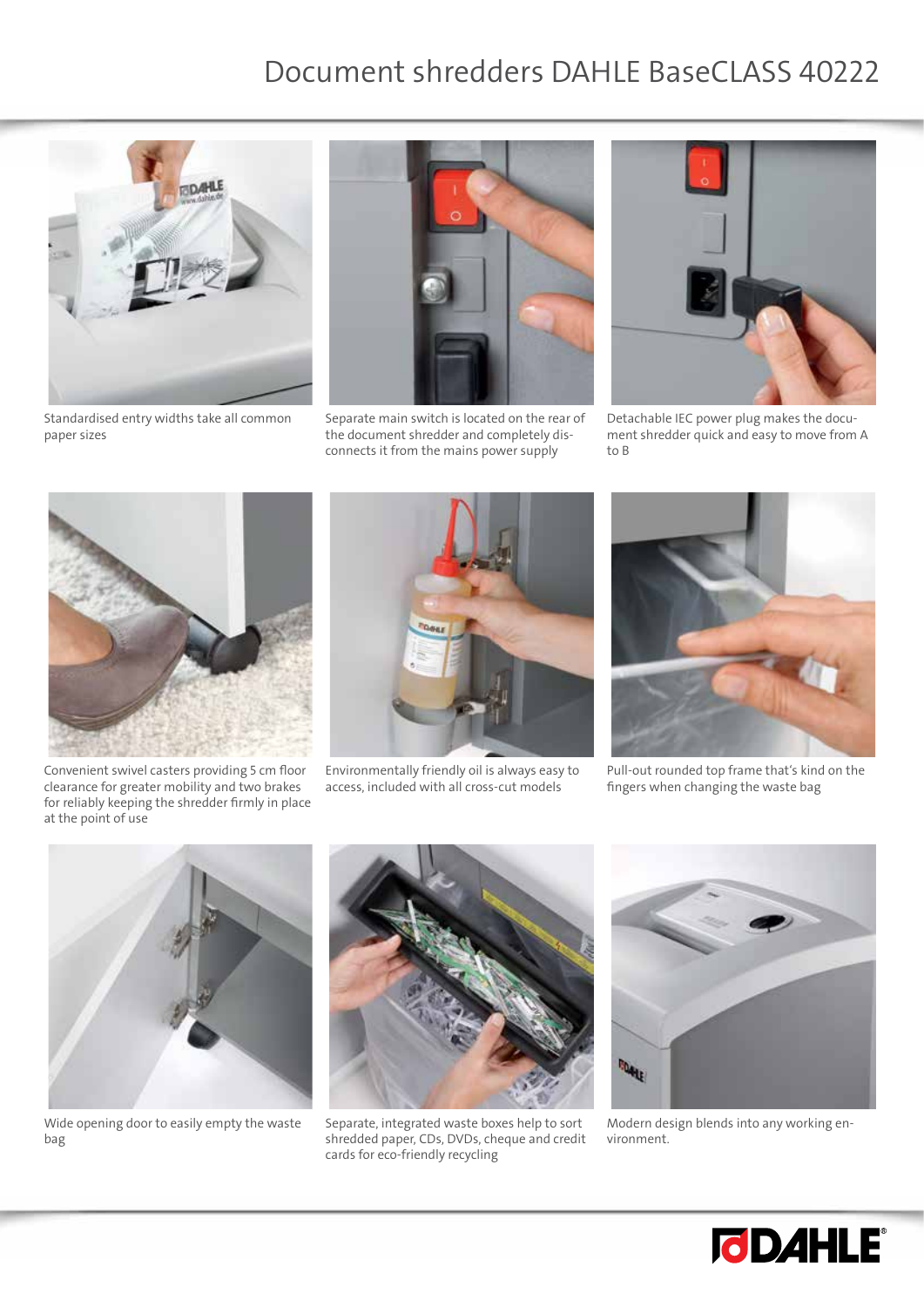# Document shredders DAHLE BaseCLASS 40222

Standardised entry widths take all common paper sizes

Separate main switch is located on the rear of the document shredder and completely disconnects it from the mains power supply

Detachable IEC power plug makes the document shredder quick and easy to move from A to B

Convenient swivel casters providing 5 cm floor clearance for greater mobility and two brakes for reliably keeping the shredder firmly in place at the point of use

Environmentally friendly oil is always easy to access, included with all cross-cut models

Pull-out rounded top frame that's kind on the fingers when changing the waste bag

Wide opening door to easily empty the waste bag

Separate, integrated waste boxes help to sort shredded paper, CDs, DVDs, cheque and credit cards for eco-friendly recycling

Modern design blends into any working environment.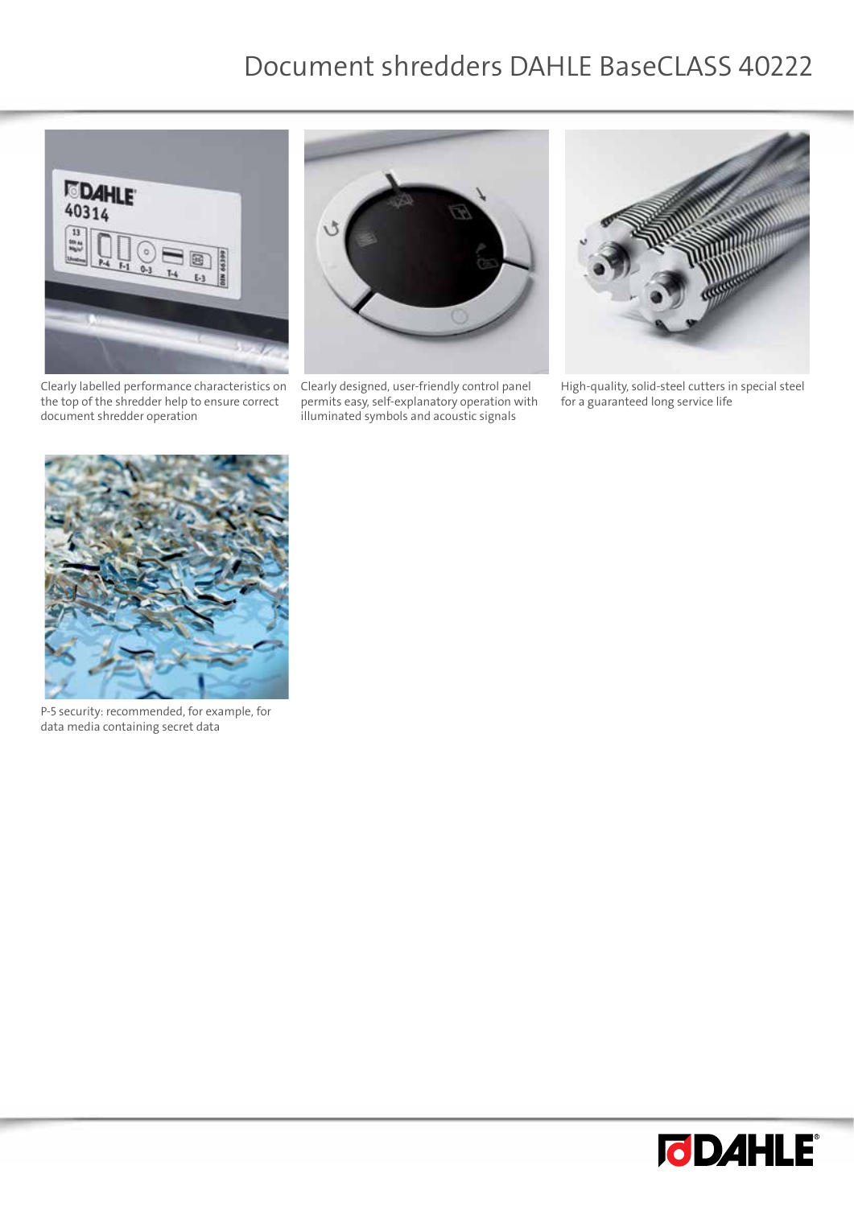# Document shredders DAHLE BaseCLASS 40222

Clearly labelled performance characteristics on the top of the shredder help to ensure correct document shredder operation

Clearly designed, user-friendly control panel permits easy, self-explanatory operation with illuminated symbols and acoustic signals

High-quality, solid-steel cutters in special steel for a guaranteed long service life

P-5 security: recommended, for example, for data media containing secret data